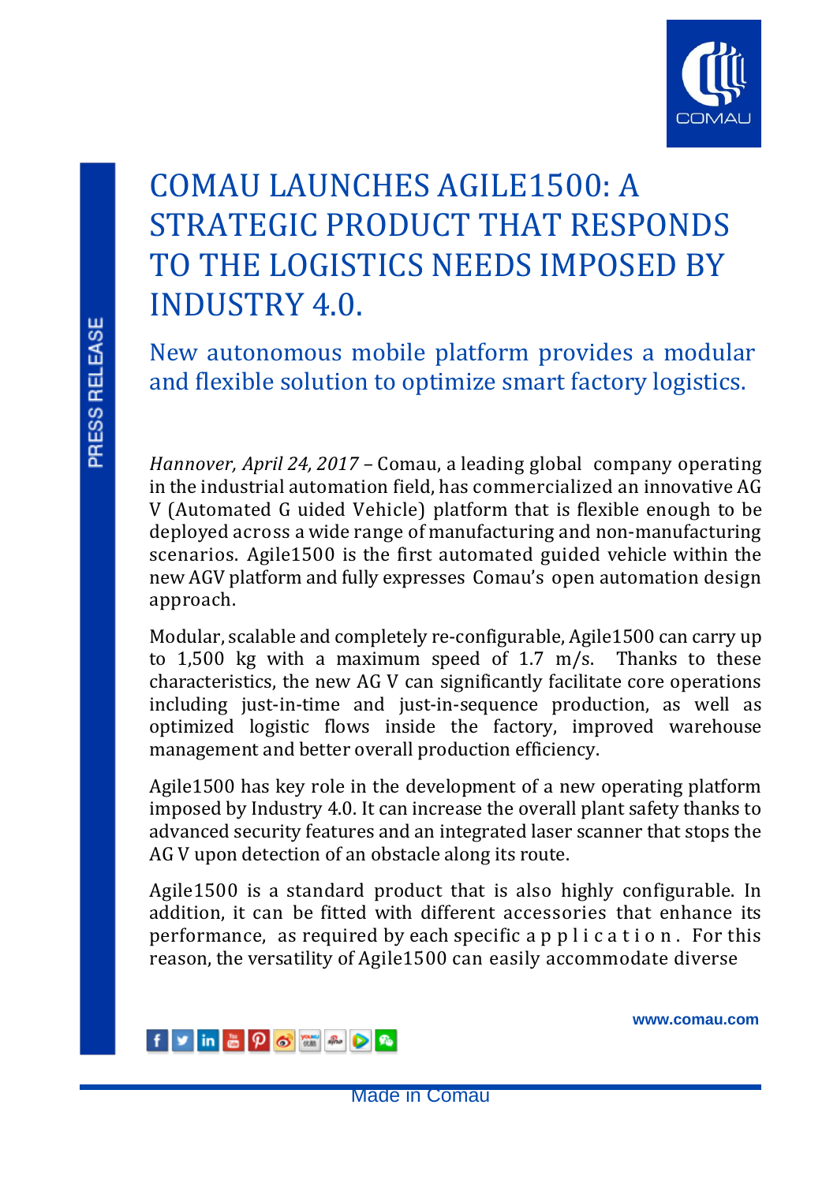# COMAU LAUNCHES AGILE1500: A STRATEGIC PRODUCT THAT RESPONDS TO THE LOGISTICS NEEDS IMPOSED BY INDUSTRY 4.0.

## New autonomous mobile platform provides a modular and flexible solution to optimize smart factory logistics.

*Hannover, April 24, 2017* – Comau, a leading global company operating in the industrial automation field, has commercialized an innovative AGV (Automated Guided Vehicle) platform that is flexible enough to be deployed across a wide range of manufacturing and non-manufacturing scenarios. Agile1500 is the first automated guided vehicle within the new AGV platform and fully expresses Comau's open automation design approach.

Modular, scalable and completely re-configurable, Agile1500 can carry up to 1,500 kg with a maximum speed of 1.7 m/s. Thanks to these characteristics, the new AGV can significantly facilitate core operations including just-in-time and just-in-sequence production, as well as optimized logistic flows inside the factory, improved warehouse management and better overall production efficiency.

Agile1500 has key role in the development of a new operating platform imposed by Industry 4.0. It can increase the overall plant safety thanks to advanced security features and an integrated laser scanner that stops the AGV upon detection of an obstacle along its route.

Agile1500 is a standard product that is also highly configurable. In addition, it can be fitted with different accessories that enhance its performance, as required by each specific application. For this reason, the versatility of Agile1500 can easily accommodate diverse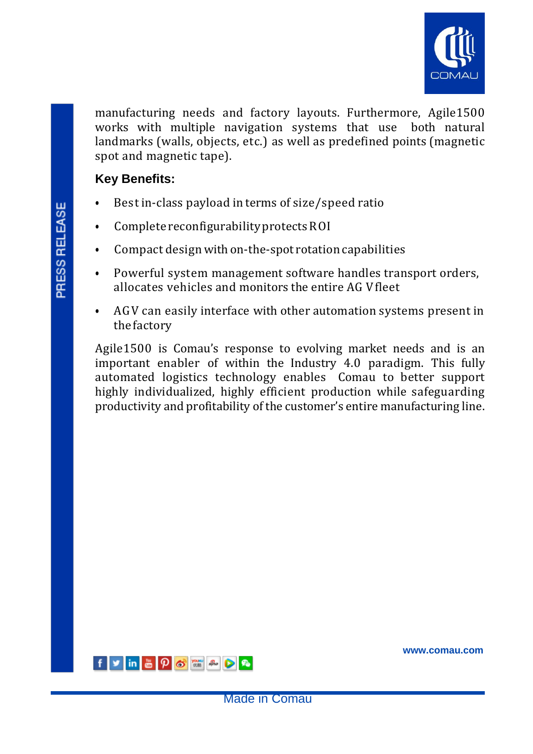manufacturing needs and factory layouts. Furthermore, Agile1500 works with multiple navigation systems that use both natural landmarks (walls, objects, etc.) as well as predefined points (magnetic spot and magnetic tape).

**Key Benefits:**

- Best in-class payload in terms of size/speed ratio
- Complete reconfigurability protects ROI
- Compact design with on-the-spot rotation capabilities
- Powerful system management software handles transport orders, allocates vehicles and monitors the entire AGV fleet
- AGV can easily interface with other automation systems present in the factory

Agile1500 is Comau's response to evolving market needs and is an important enabler of within the Industry 4.0 paradigm. This fully automated logistics technology enables Comau to better support highly individualized, highly efficient production while safeguarding productivity and profitability of the customer's entire manufacturing line.

www.comau.com

Made in Comau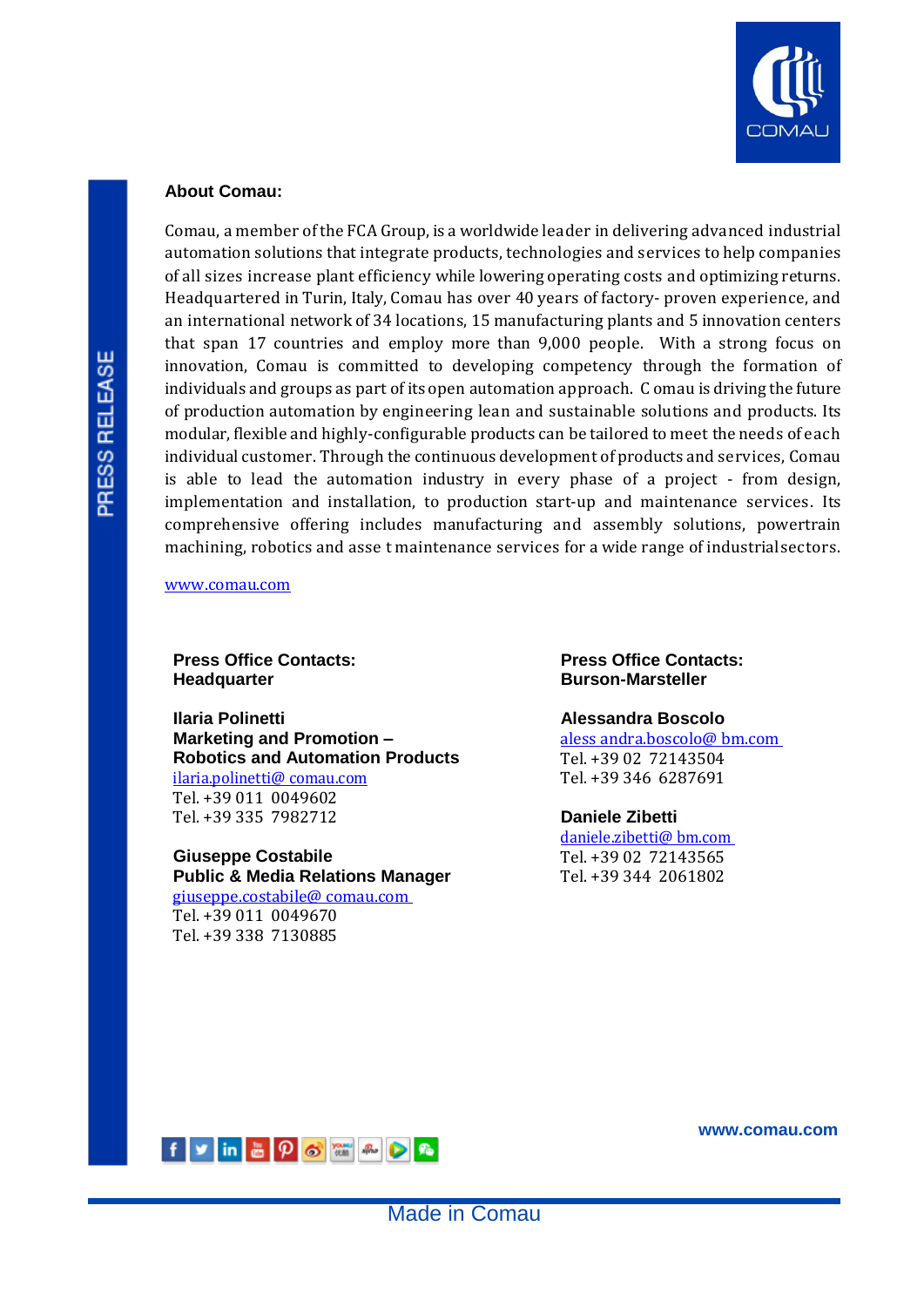## About Comau:

Comau, a member of the FCA Group, is a worldwide leader in delivering advanced industrial automation solutions that integrate products, technologies and services to help companies of all sizes increase plant efficiency while lowering operating costs and optimizing returns. Headquartered in Turin, Italy, Comau has over 40 years of factory- proven experience, and an international network of 34 locations, 15 manufacturing plants and 5 innovation centers that span 17 countries and employ more than 9,000 people. With a strong focus on innovation, Comau is committed to developing competency through the formation of individuals and groups as part of its open automation approach. C omau is driving the future of production automation by engineering lean and sustainable solutions and products. Its modular, flexible and highly-configurable products can be tailored to meet the needs of each individual customer. Through the continuous development of products and services, Comau is able to lead the automation industry in every phase of a project - from design, implementation and installation, to production start-up and maintenance services. Its comprehensive offering includes manufacturing and assembly solutions, powertrain machining, robotics and asse t maintenance services for a wide range of industrial sectors.

www.comau.com

**Press Office Contacts:**
**Headquarter**

**Ilaria Polinetti**
**Marketing and Promotion –**
**Robotics and Automation Products**
ilaria.polinetti@ comau.com
Tel. +39 011 0049602
Tel. +39 335 7982712

**Giuseppe Costabile**
**Public & Media Relations Manager**
giuseppe.costabile@ comau.com
Tel. +39 011 0049670
Tel. +39 338 7130885

**Press Office Contacts:**
**Burson-Marsteller**

**Alessandra Boscolo**
aless andra.boscolo@ bm.com
Tel. +39 02 72143504
Tel. +39 346 6287691

**Daniele Zibetti**
daniele.zibetti@ bm.com
Tel. +39 02 72143565
Tel. +39 344 2061802

www.comau.com

Made in Comau